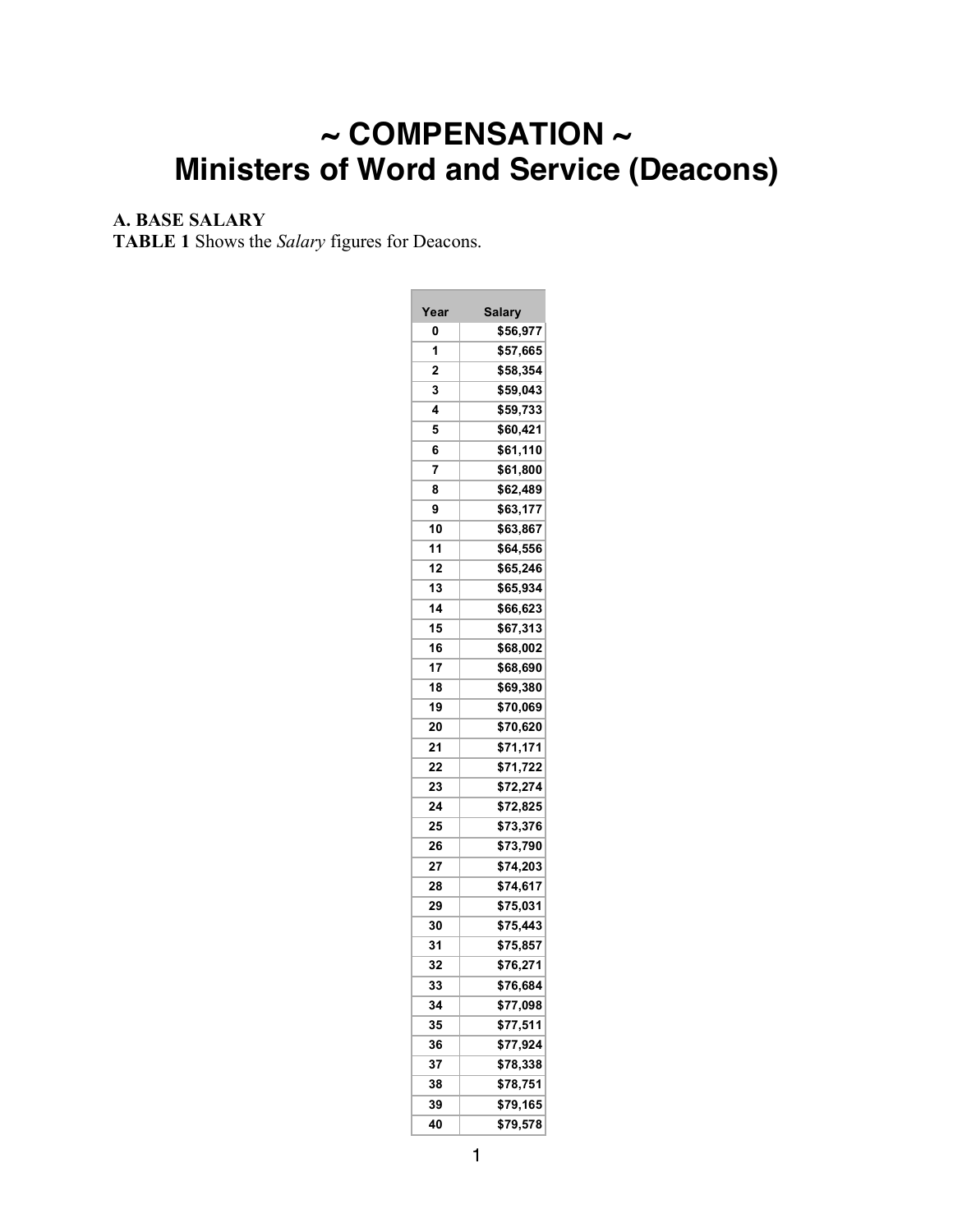# ~ COMPENSATION ~
# Ministers of Word and Service (Deacons)

**A. BASE SALARY**

**TABLE 1** Shows the *Salary* figures for Deacons.

| Year | Salary |
|---|---|
| 0 | $56,977 |
| 1 | $57,665 |
| 2 | $58,354 |
| 3 | $59,043 |
| 4 | $59,733 |
| 5 | $60,421 |
| 6 | $61,110 |
| 7 | $61,800 |
| 8 | $62,489 |
| 9 | $63,177 |
| 10 | $63,867 |
| 11 | $64,556 |
| 12 | $65,246 |
| 13 | $65,934 |
| 14 | $66,623 |
| 15 | $67,313 |
| 16 | $68,002 |
| 17 | $68,690 |
| 18 | $69,380 |
| 19 | $70,069 |
| 20 | $70,620 |
| 21 | $71,171 |
| 22 | $71,722 |
| 23 | $72,274 |
| 24 | $72,825 |
| 25 | $73,376 |
| 26 | $73,790 |
| 27 | $74,203 |
| 28 | $74,617 |
| 29 | $75,031 |
| 30 | $75,443 |
| 31 | $75,857 |
| 32 | $76,271 |
| 33 | $76,684 |
| 34 | $77,098 |
| 35 | $77,511 |
| 36 | $77,924 |
| 37 | $78,338 |
| 38 | $78,751 |
| 39 | $79,165 |
| 40 | $79,578 |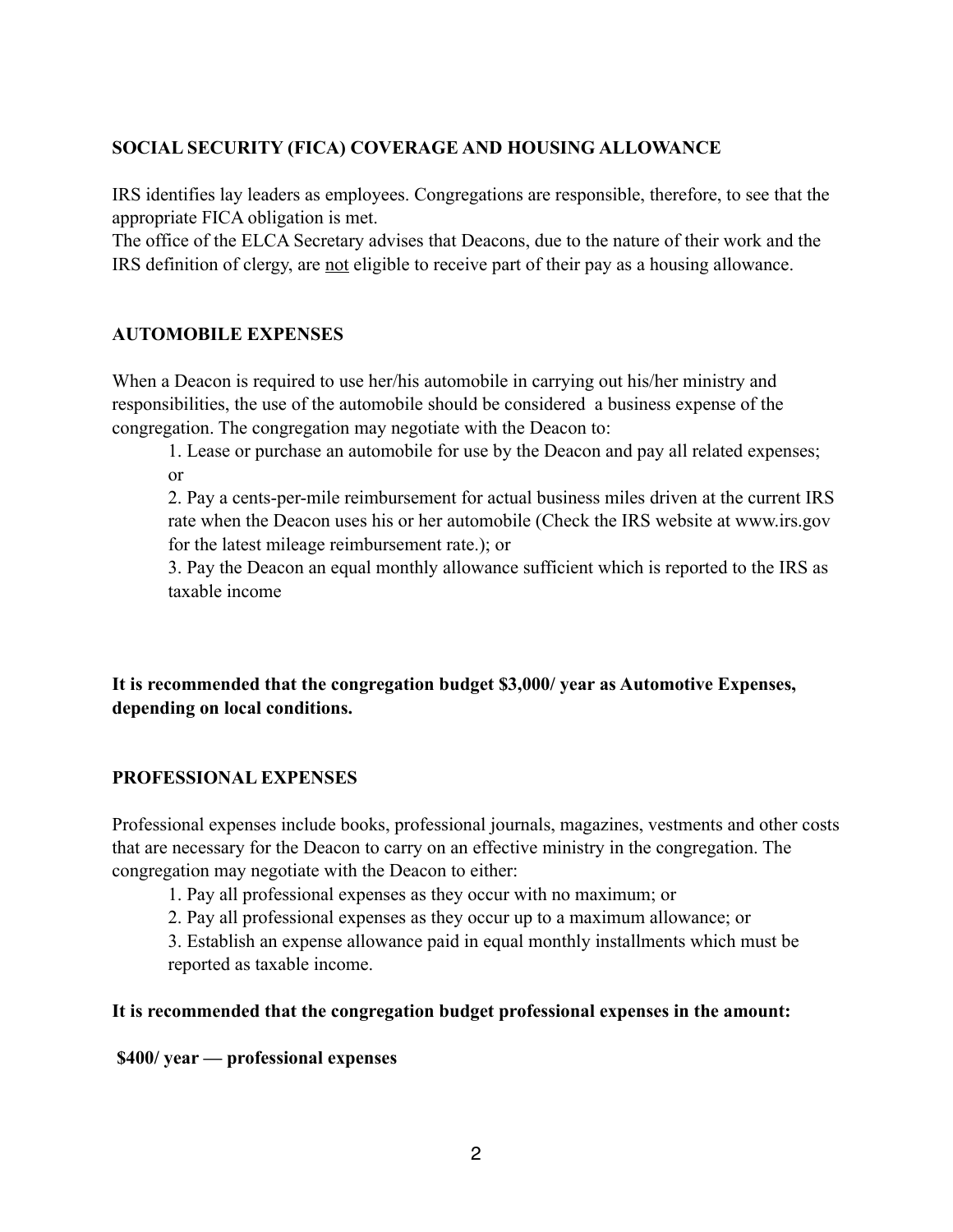## SOCIAL SECURITY (FICA) COVERAGE AND HOUSING ALLOWANCE

IRS identifies lay leaders as employees. Congregations are responsible, therefore, to see that the appropriate FICA obligation is met.
The office of the ELCA Secretary advises that Deacons, due to the nature of their work and the IRS definition of clergy, are <u>not</u> eligible to receive part of their pay as a housing allowance.

## AUTOMOBILE EXPENSES

When a Deacon is required to use her/his automobile in carrying out his/her ministry and responsibilities, the use of the automobile should be considered a business expense of the congregation. The congregation may negotiate with the Deacon to:

1. Lease or purchase an automobile for use by the Deacon and pay all related expenses; or
2. Pay a cents-per-mile reimbursement for actual business miles driven at the current IRS rate when the Deacon uses his or her automobile (Check the IRS website at www.irs.gov for the latest mileage reimbursement rate.); or
3. Pay the Deacon an equal monthly allowance sufficient which is reported to the IRS as taxable income

**It is recommended that the congregation budget $3,000/ year as Automotive Expenses, depending on local conditions.**

## PROFESSIONAL EXPENSES

Professional expenses include books, professional journals, magazines, vestments and other costs that are necessary for the Deacon to carry on an effective ministry in the congregation. The congregation may negotiate with the Deacon to either:

1. Pay all professional expenses as they occur with no maximum; or
2. Pay all professional expenses as they occur up to a maximum allowance; or
3. Establish an expense allowance paid in equal monthly installments which must be reported as taxable income.

**It is recommended that the congregation budget professional expenses in the amount:**

**$400/ year — professional expenses**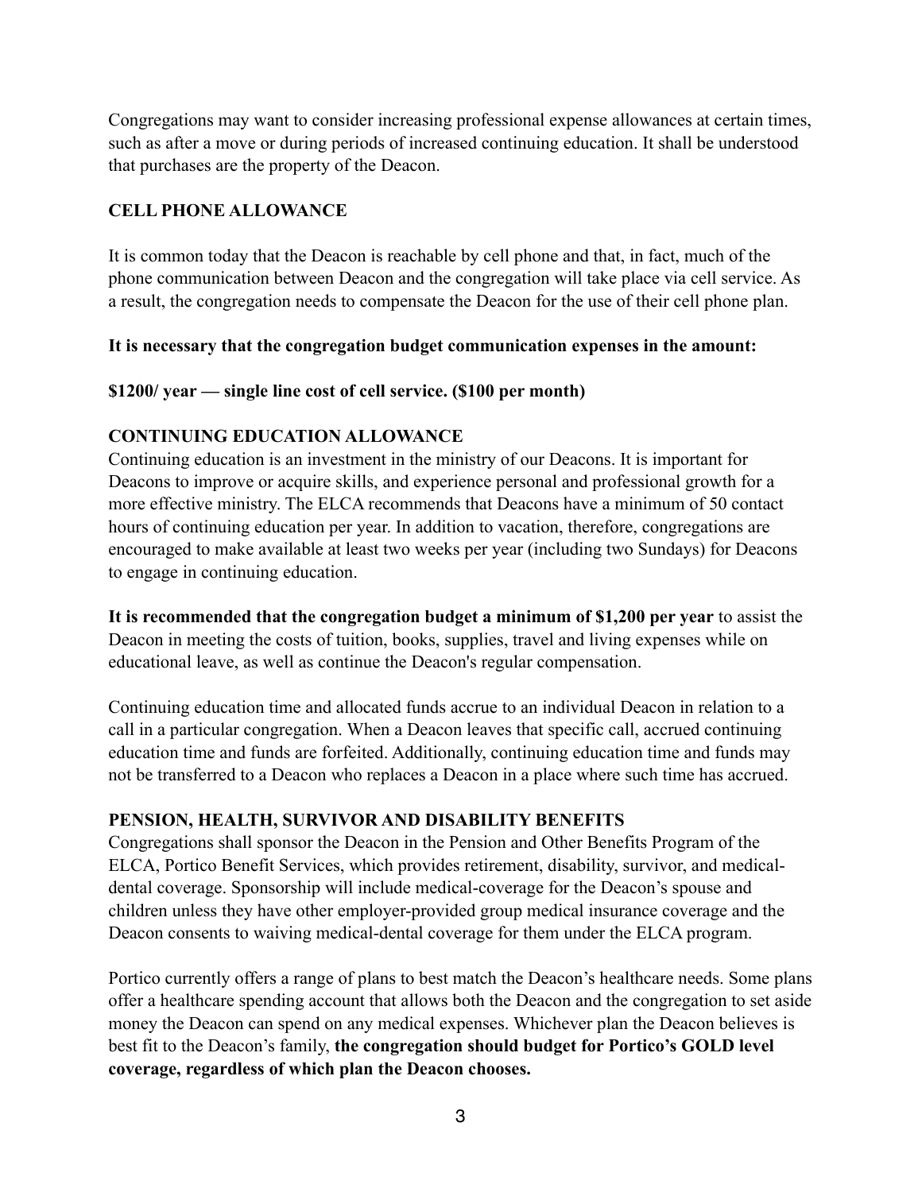Congregations may want to consider increasing professional expense allowances at certain times, such as after a move or during periods of increased continuing education. It shall be understood that purchases are the property of the Deacon.

## CELL PHONE ALLOWANCE

It is common today that the Deacon is reachable by cell phone and that, in fact, much of the phone communication between Deacon and the congregation will take place via cell service. As a result, the congregation needs to compensate the Deacon for the use of their cell phone plan.

**It is necessary that the congregation budget communication expenses in the amount:**

**$1200/ year — single line cost of cell service. ($100 per month)**

## CONTINUING EDUCATION ALLOWANCE

Continuing education is an investment in the ministry of our Deacons. It is important for Deacons to improve or acquire skills, and experience personal and professional growth for a more effective ministry. The ELCA recommends that Deacons have a minimum of 50 contact hours of continuing education per year. In addition to vacation, therefore, congregations are encouraged to make available at least two weeks per year (including two Sundays) for Deacons to engage in continuing education.

**It is recommended that the congregation budget a minimum of $1,200 per year** to assist the Deacon in meeting the costs of tuition, books, supplies, travel and living expenses while on educational leave, as well as continue the Deacon's regular compensation.

Continuing education time and allocated funds accrue to an individual Deacon in relation to a call in a particular congregation. When a Deacon leaves that specific call, accrued continuing education time and funds are forfeited. Additionally, continuing education time and funds may not be transferred to a Deacon who replaces a Deacon in a place where such time has accrued.

## PENSION, HEALTH, SURVIVOR AND DISABILITY BENEFITS

Congregations shall sponsor the Deacon in the Pension and Other Benefits Program of the ELCA, Portico Benefit Services, which provides retirement, disability, survivor, and medical-dental coverage. Sponsorship will include medical-coverage for the Deacon's spouse and children unless they have other employer-provided group medical insurance coverage and the Deacon consents to waiving medical-dental coverage for them under the ELCA program.

Portico currently offers a range of plans to best match the Deacon's healthcare needs. Some plans offer a healthcare spending account that allows both the Deacon and the congregation to set aside money the Deacon can spend on any medical expenses. Whichever plan the Deacon believes is best fit to the Deacon's family, **the congregation should budget for Portico's GOLD level coverage, regardless of which plan the Deacon chooses.**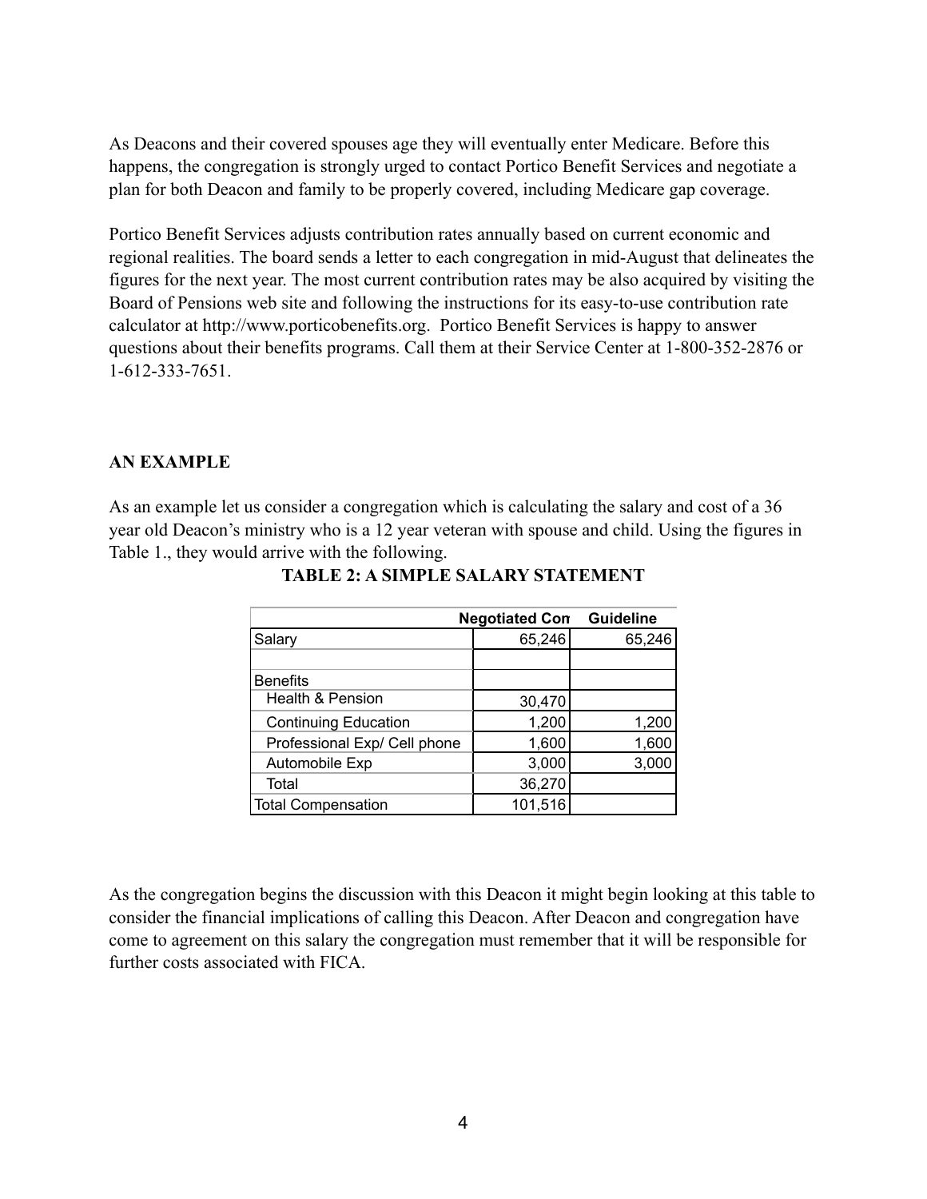As Deacons and their covered spouses age they will eventually enter Medicare. Before this happens, the congregation is strongly urged to contact Portico Benefit Services and negotiate a plan for both Deacon and family to be properly covered, including Medicare gap coverage.

Portico Benefit Services adjusts contribution rates annually based on current economic and regional realities. The board sends a letter to each congregation in mid-August that delineates the figures for the next year. The most current contribution rates may be also acquired by visiting the Board of Pensions web site and following the instructions for its easy-to-use contribution rate calculator at http://www.porticobenefits.org.  Portico Benefit Services is happy to answer questions about their benefits programs. Call them at their Service Center at 1-800-352-2876 or 1-612-333-7651.

**AN EXAMPLE**

As an example let us consider a congregation which is calculating the salary and cost of a 36 year old Deacon's ministry who is a 12 year veteran with spouse and child. Using the figures in Table 1., they would arrive with the following.

**TABLE 2: A SIMPLE SALARY STATEMENT**

| | Negotiated Con | Guideline |
|---|---|---|
| Salary | 65,246 | 65,246 |
| | | |
| Benefits | | |
| Health & Pension | 30,470 | |
| Continuing Education | 1,200 | 1,200 |
| Professional Exp/ Cell phone | 1,600 | 1,600 |
| Automobile Exp | 3,000 | 3,000 |
| Total | 36,270 | |
| Total Compensation | 101,516 | |

As the congregation begins the discussion with this Deacon it might begin looking at this table to consider the financial implications of calling this Deacon. After Deacon and congregation have come to agreement on this salary the congregation must remember that it will be responsible for further costs associated with FICA.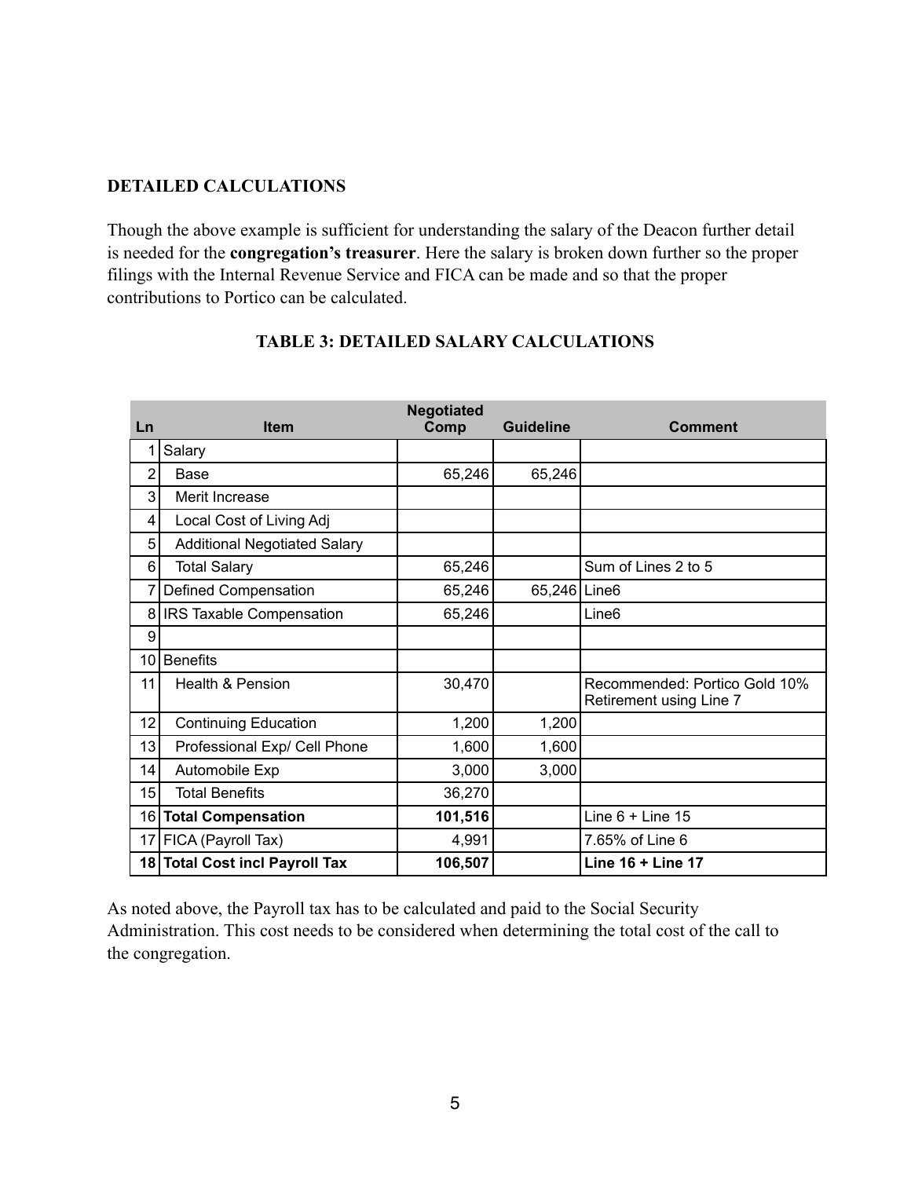## DETAILED CALCULATIONS

Though the above example is sufficient for understanding the salary of the Deacon further detail is needed for the **congregation's treasurer**. Here the salary is broken down further so the proper filings with the Internal Revenue Service and FICA can be made and so that the proper contributions to Portico can be calculated.

### TABLE 3: DETAILED SALARY CALCULATIONS

| Ln | Item | Negotiated Comp | Guideline | Comment |
|---|---|---|---|---|
| 1 | Salary | | | |
| 2 | Base | 65,246 | 65,246 | |
| 3 | Merit Increase | | | |
| 4 | Local Cost of Living Adj | | | |
| 5 | Additional Negotiated Salary | | | |
| 6 | Total Salary | 65,246 | | Sum of Lines 2 to 5 |
| 7 | Defined Compensation | 65,246 | 65,246 | Line6 |
| 8 | IRS Taxable Compensation | 65,246 | | Line6 |
| 9 | | | | |
| 10 | Benefits | | | |
| 11 | Health & Pension | 30,470 | | Recommended: Portico Gold 10% Retirement using Line 7 |
| 12 | Continuing Education | 1,200 | 1,200 | |
| 13 | Professional Exp/ Cell Phone | 1,600 | 1,600 | |
| 14 | Automobile Exp | 3,000 | 3,000 | |
| 15 | Total Benefits | 36,270 | | |
| 16 | **Total Compensation** | **101,516** | | Line 6 + Line 15 |
| 17 | FICA (Payroll Tax) | 4,991 | | 7.65% of Line 6 |
| 18 | **Total Cost incl Payroll Tax** | **106,507** | | **Line 16 + Line 17** |

As noted above, the Payroll tax has to be calculated and paid to the Social Security Administration. This cost needs to be considered when determining the total cost of the call to the congregation.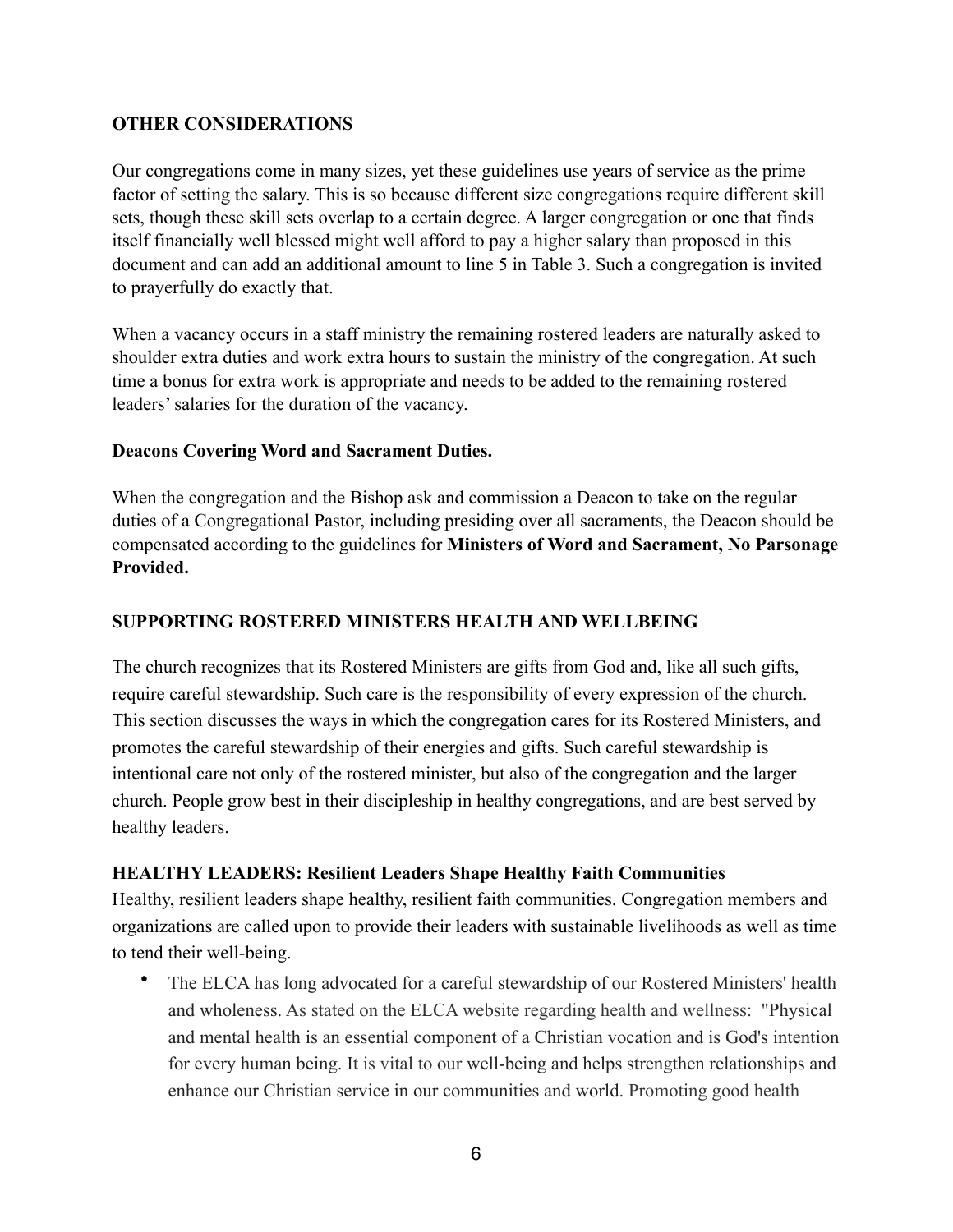## OTHER CONSIDERATIONS

Our congregations come in many sizes, yet these guidelines use years of service as the prime factor of setting the salary. This is so because different size congregations require different skill sets, though these skill sets overlap to a certain degree. A larger congregation or one that finds itself financially well blessed might well afford to pay a higher salary than proposed in this document and can add an additional amount to line 5 in Table 3. Such a congregation is invited to prayerfully do exactly that.

When a vacancy occurs in a staff ministry the remaining rostered leaders are naturally asked to shoulder extra duties and work extra hours to sustain the ministry of the congregation. At such time a bonus for extra work is appropriate and needs to be added to the remaining rostered leaders' salaries for the duration of the vacancy.

### Deacons Covering Word and Sacrament Duties.

When the congregation and the Bishop ask and commission a Deacon to take on the regular duties of a Congregational Pastor, including presiding over all sacraments, the Deacon should be compensated according to the guidelines for **Ministers of Word and Sacrament, No Parsonage Provided.**

## SUPPORTING ROSTERED MINISTERS HEALTH AND WELLBEING

The church recognizes that its Rostered Ministers are gifts from God and, like all such gifts, require careful stewardship. Such care is the responsibility of every expression of the church. This section discusses the ways in which the congregation cares for its Rostered Ministers, and promotes the careful stewardship of their energies and gifts. Such careful stewardship is intentional care not only of the rostered minister, but also of the congregation and the larger church. People grow best in their discipleship in healthy congregations, and are best served by healthy leaders.

### HEALTHY LEADERS: Resilient Leaders Shape Healthy Faith Communities

Healthy, resilient leaders shape healthy, resilient faith communities. Congregation members and organizations are called upon to provide their leaders with sustainable livelihoods as well as time to tend their well-being.

- The ELCA has long advocated for a careful stewardship of our Rostered Ministers' health and wholeness. As stated on the ELCA website regarding health and wellness: "Physical and mental health is an essential component of a Christian vocation and is God's intention for every human being. It is vital to our well-being and helps strengthen relationships and enhance our Christian service in our communities and world. Promoting good health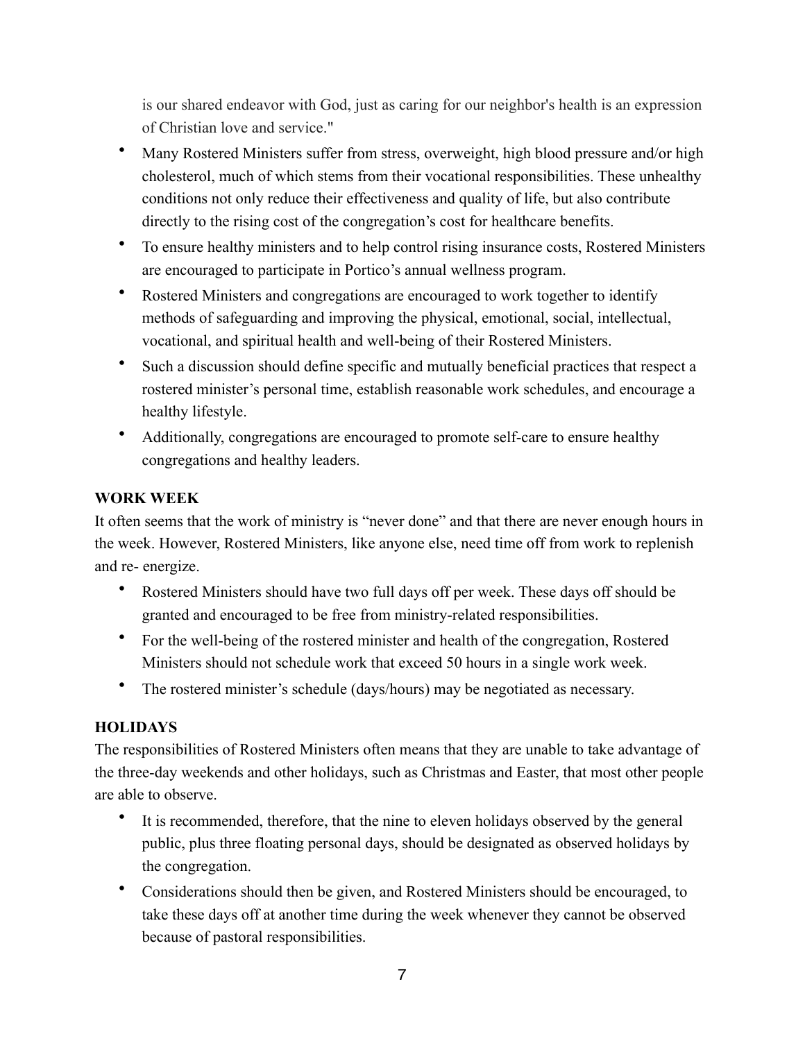is our shared endeavor with God, just as caring for our neighbor's health is an expression of Christian love and service."

- Many Rostered Ministers suffer from stress, overweight, high blood pressure and/or high cholesterol, much of which stems from their vocational responsibilities. These unhealthy conditions not only reduce their effectiveness and quality of life, but also contribute directly to the rising cost of the congregation's cost for healthcare benefits.
- To ensure healthy ministers and to help control rising insurance costs, Rostered Ministers are encouraged to participate in Portico's annual wellness program.
- Rostered Ministers and congregations are encouraged to work together to identify methods of safeguarding and improving the physical, emotional, social, intellectual, vocational, and spiritual health and well-being of their Rostered Ministers.
- Such a discussion should define specific and mutually beneficial practices that respect a rostered minister's personal time, establish reasonable work schedules, and encourage a healthy lifestyle.
- Additionally, congregations are encouraged to promote self-care to ensure healthy congregations and healthy leaders.

**WORK WEEK**

It often seems that the work of ministry is "never done" and that there are never enough hours in the week. However, Rostered Ministers, like anyone else, need time off from work to replenish and re- energize.

- Rostered Ministers should have two full days off per week. These days off should be granted and encouraged to be free from ministry-related responsibilities.
- For the well-being of the rostered minister and health of the congregation, Rostered Ministers should not schedule work that exceed 50 hours in a single work week.
- The rostered minister's schedule (days/hours) may be negotiated as necessary.

**HOLIDAYS**

The responsibilities of Rostered Ministers often means that they are unable to take advantage of the three-day weekends and other holidays, such as Christmas and Easter, that most other people are able to observe.

- It is recommended, therefore, that the nine to eleven holidays observed by the general public, plus three floating personal days, should be designated as observed holidays by the congregation.
- Considerations should then be given, and Rostered Ministers should be encouraged, to take these days off at another time during the week whenever they cannot be observed because of pastoral responsibilities.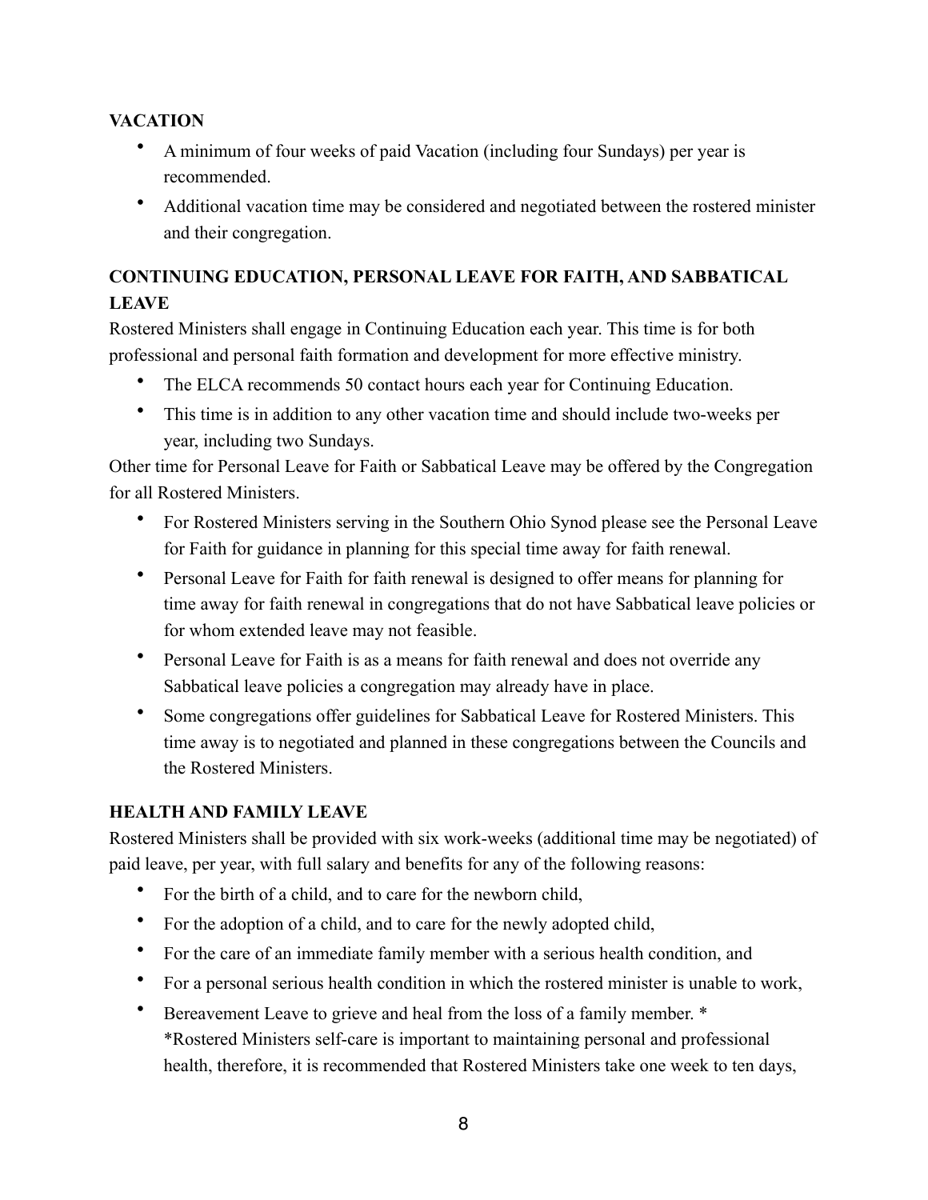**VACATION**

- A minimum of four weeks of paid Vacation (including four Sundays) per year is recommended.
- Additional vacation time may be considered and negotiated between the rostered minister and their congregation.

**CONTINUING EDUCATION, PERSONAL LEAVE FOR FAITH, AND SABBATICAL LEAVE**

Rostered Ministers shall engage in Continuing Education each year. This time is for both professional and personal faith formation and development for more effective ministry.

- The ELCA recommends 50 contact hours each year for Continuing Education.
- This time is in addition to any other vacation time and should include two-weeks per year, including two Sundays.

Other time for Personal Leave for Faith or Sabbatical Leave may be offered by the Congregation for all Rostered Ministers.

- For Rostered Ministers serving in the Southern Ohio Synod please see the Personal Leave for Faith for guidance in planning for this special time away for faith renewal.
- Personal Leave for Faith for faith renewal is designed to offer means for planning for time away for faith renewal in congregations that do not have Sabbatical leave policies or for whom extended leave may not feasible.
- Personal Leave for Faith is as a means for faith renewal and does not override any Sabbatical leave policies a congregation may already have in place.
- Some congregations offer guidelines for Sabbatical Leave for Rostered Ministers. This time away is to negotiated and planned in these congregations between the Councils and the Rostered Ministers.

**HEALTH AND FAMILY LEAVE**

Rostered Ministers shall be provided with six work-weeks (additional time may be negotiated) of paid leave, per year, with full salary and benefits for any of the following reasons:

- For the birth of a child, and to care for the newborn child,
- For the adoption of a child, and to care for the newly adopted child,
- For the care of an immediate family member with a serious health condition, and
- For a personal serious health condition in which the rostered minister is unable to work,
- Bereavement Leave to grieve and heal from the loss of a family member. *
  *Rostered Ministers self-care is important to maintaining personal and professional health, therefore, it is recommended that Rostered Ministers take one week to ten days,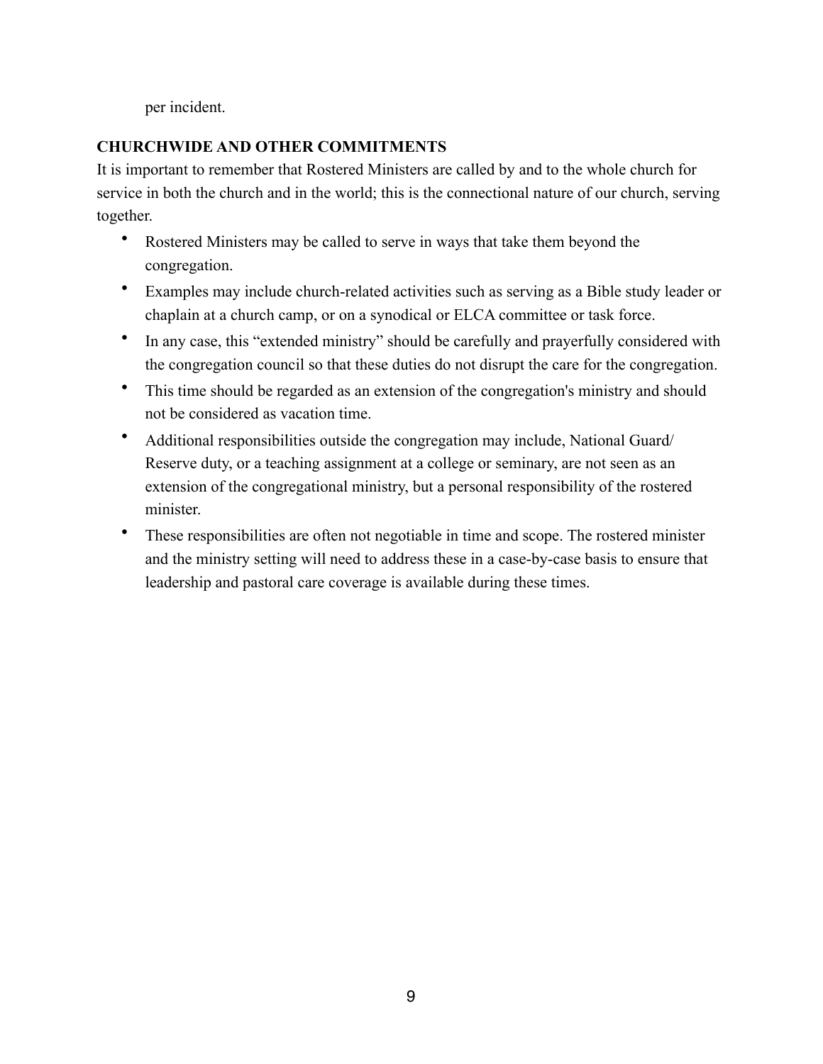per incident.

**CHURCHWIDE AND OTHER COMMITMENTS**

It is important to remember that Rostered Ministers are called by and to the whole church for service in both the church and in the world; this is the connectional nature of our church, serving together.

- Rostered Ministers may be called to serve in ways that take them beyond the congregation.
- Examples may include church-related activities such as serving as a Bible study leader or chaplain at a church camp, or on a synodical or ELCA committee or task force.
- In any case, this "extended ministry" should be carefully and prayerfully considered with the congregation council so that these duties do not disrupt the care for the congregation.
- This time should be regarded as an extension of the congregation's ministry and should not be considered as vacation time.
- Additional responsibilities outside the congregation may include, National Guard/ Reserve duty, or a teaching assignment at a college or seminary, are not seen as an extension of the congregational ministry, but a personal responsibility of the rostered minister.
- These responsibilities are often not negotiable in time and scope. The rostered minister and the ministry setting will need to address these in a case-by-case basis to ensure that leadership and pastoral care coverage is available during these times.